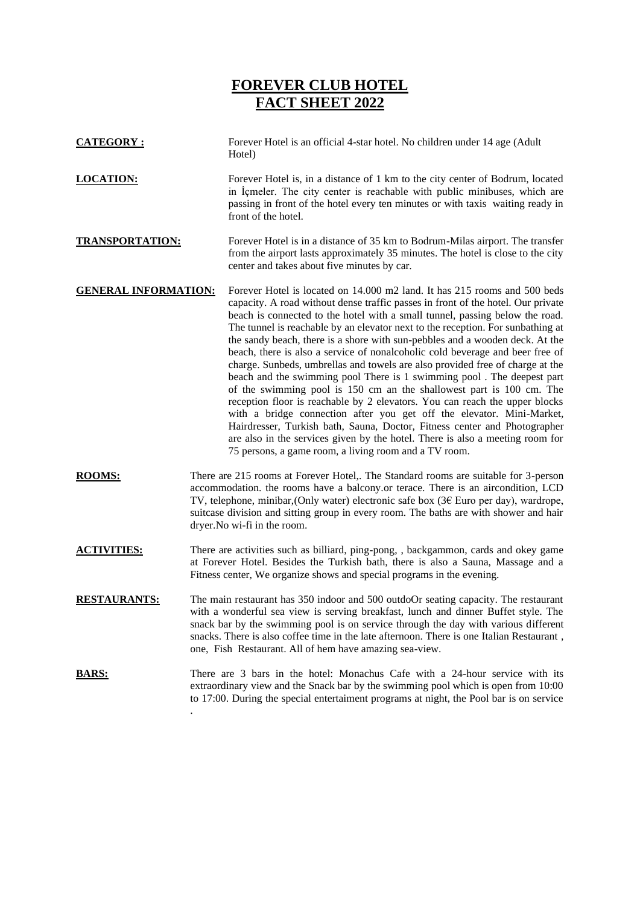# FOREVER CLUB HOTEL
# FACT SHEET 2022

**CATEGORY :** Forever Hotel is an official 4-star hotel. No children under 14 age (Adult Hotel)

**LOCATION:** Forever Hotel is, in a distance of 1 km to the city center of Bodrum, located in İçmeler. The city center is reachable with public minibuses, which are passing in front of the hotel every ten minutes or with taxis waiting ready in front of the hotel.

**TRANSPORTATION:** Forever Hotel is in a distance of 35 km to Bodrum-Milas airport. The transfer from the airport lasts approximately 35 minutes. The hotel is close to the city center and takes about five minutes by car.

**GENERAL INFORMATION:** Forever Hotel is located on 14.000 m2 land. It has 215 rooms and 500 beds capacity. A road without dense traffic passes in front of the hotel. Our private beach is connected to the hotel with a small tunnel, passing below the road. The tunnel is reachable by an elevator next to the reception. For sunbathing at the sandy beach, there is a shore with sun-pebbles and a wooden deck. At the beach, there is also a service of nonalcoholic cold beverage and beer free of charge. Sunbeds, umbrellas and towels are also provided free of charge at the beach and the swimming pool There is 1 swimming pool . The deepest part of the swimming pool is 150 cm an the shallowest part is 100 cm. The reception floor is reachable by 2 elevators. You can reach the upper blocks with a bridge connection after you get off the elevator. Mini-Market, Hairdresser, Turkish bath, Sauna, Doctor, Fitness center and Photographer are also in the services given by the hotel. There is also a meeting room for 75 persons, a game room, a living room and a TV room.

**ROOMS:** There are 215 rooms at Forever Hotel,. The Standard rooms are suitable for 3-person accommodation. the rooms have a balcony.or terace. There is an aircondition, LCD TV, telephone, minibar,(Only water) electronic safe box (3€ Euro per day), wardrope, suitcase division and sitting group in every room. The baths are with shower and hair dryer.No wi-fi in the room.

**ACTIVITIES:** There are activities such as billiard, ping-pong, , backgammon, cards and okey game at Forever Hotel. Besides the Turkish bath, there is also a Sauna, Massage and a Fitness center, We organize shows and special programs in the evening.

**RESTAURANTS:** The main restaurant has 350 indoor and 500 outdoOr seating capacity. The restaurant with a wonderful sea view is serving breakfast, lunch and dinner Buffet style. The snack bar by the swimming pool is on service through the day with various different snacks. There is also coffee time in the late afternoon. There is one Italian Restaurant , one, Fish Restaurant. All of hem have amazing sea-view.

**BARS:** There are 3 bars in the hotel: Monachus Cafe with a 24-hour service with its extraordinary view and the Snack bar by the swimming pool which is open from 10:00 to 17:00. During the special entertaiment programs at night, the Pool bar is on service .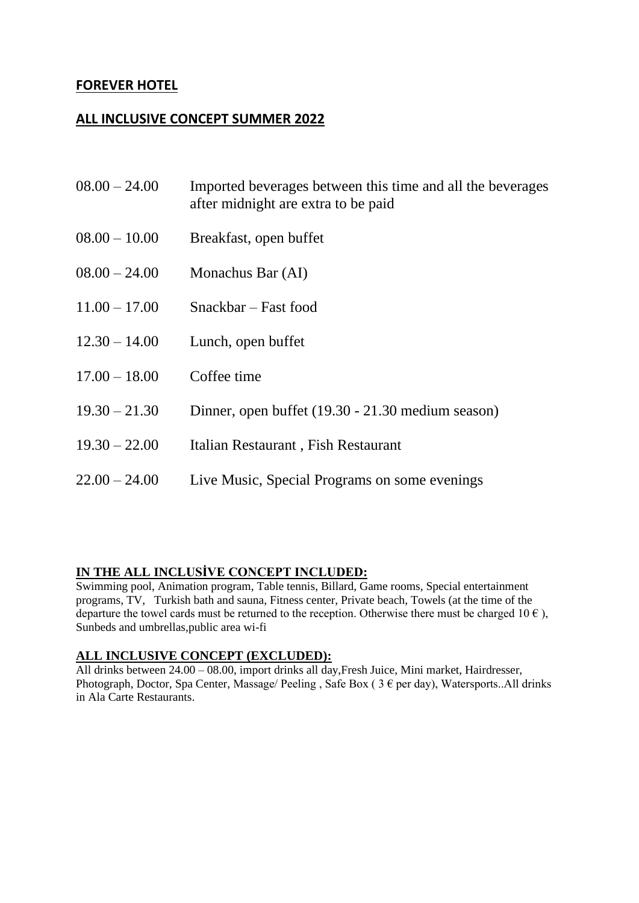**FOREVER HOTEL**

**ALL INCLUSIVE CONCEPT SUMMER 2022**

| | |
|---|---|
| 08.00 – 24.00 | Imported beverages between this time and all the beverages after midnight are extra to be paid |
| 08.00 – 10.00 | Breakfast, open buffet |
| 08.00 – 24.00 | Monachus Bar (AI) |
| 11.00 – 17.00 | Snackbar – Fast food |
| 12.30 – 14.00 | Lunch, open buffet |
| 17.00 – 18.00 | Coffee time |
| 19.30 – 21.30 | Dinner, open buffet (19.30 - 21.30 medium season) |
| 19.30 – 22.00 | Italian Restaurant , Fish Restaurant |
| 22.00 – 24.00 | Live Music, Special Programs on some evenings |

**IN THE ALL INCLUSİVE CONCEPT INCLUDED:**

Swimming pool, Animation program, Table tennis, Billard, Game rooms, Special entertainment programs, TV, Turkish bath and sauna, Fitness center, Private beach, Towels (at the time of the departure the towel cards must be returned to the reception. Otherwise there must be charged 10 € ), Sunbeds and umbrellas,public area wi-fi

**ALL INCLUSIVE CONCEPT (EXCLUDED):**

All drinks between 24.00 – 08.00, import drinks all day,Fresh Juice, Mini market, Hairdresser, Photograph, Doctor, Spa Center, Massage/ Peeling , Safe Box ( 3 € per day), Watersports..All drinks in Ala Carte Restaurants.